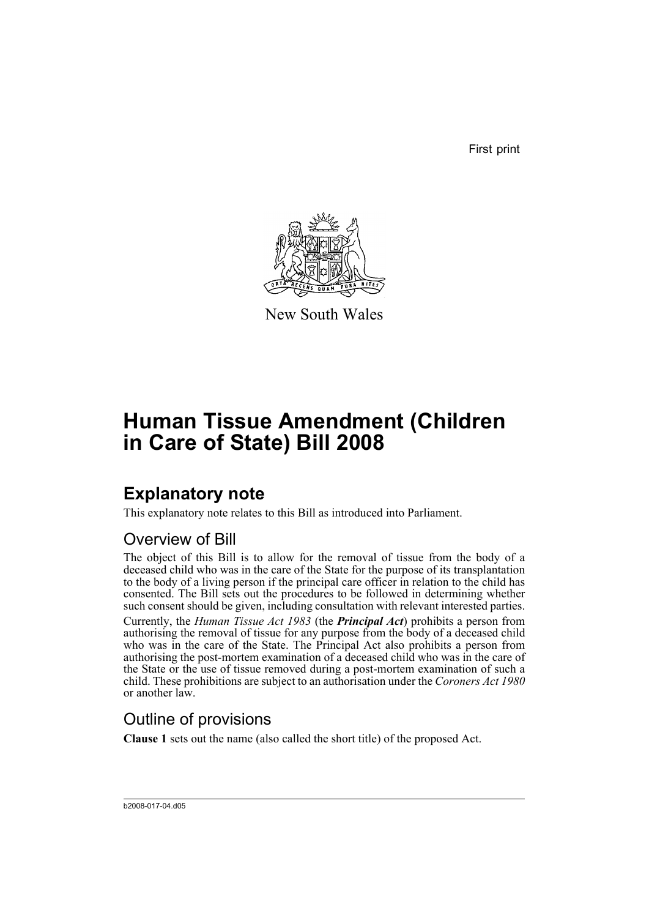First print

New South Wales

# Human Tissue Amendment (Children in Care of State) Bill 2008

## Explanatory note

This explanatory note relates to this Bill as introduced into Parliament.

### Overview of Bill

The object of this Bill is to allow for the removal of tissue from the body of a deceased child who was in the care of the State for the purpose of its transplantation to the body of a living person if the principal care officer in relation to the child has consented. The Bill sets out the procedures to be followed in determining whether such consent should be given, including consultation with relevant interested parties.

Currently, the *Human Tissue Act 1983* (the ***Principal Act***) prohibits a person from authorising the removal of tissue for any purpose from the body of a deceased child who was in the care of the State. The Principal Act also prohibits a person from authorising the post-mortem examination of a deceased child who was in the care of the State or the use of tissue removed during a post-mortem examination of such a child. These prohibitions are subject to an authorisation under the *Coroners Act 1980* or another law.

### Outline of provisions

**Clause 1** sets out the name (also called the short title) of the proposed Act.

b2008-017-04.d05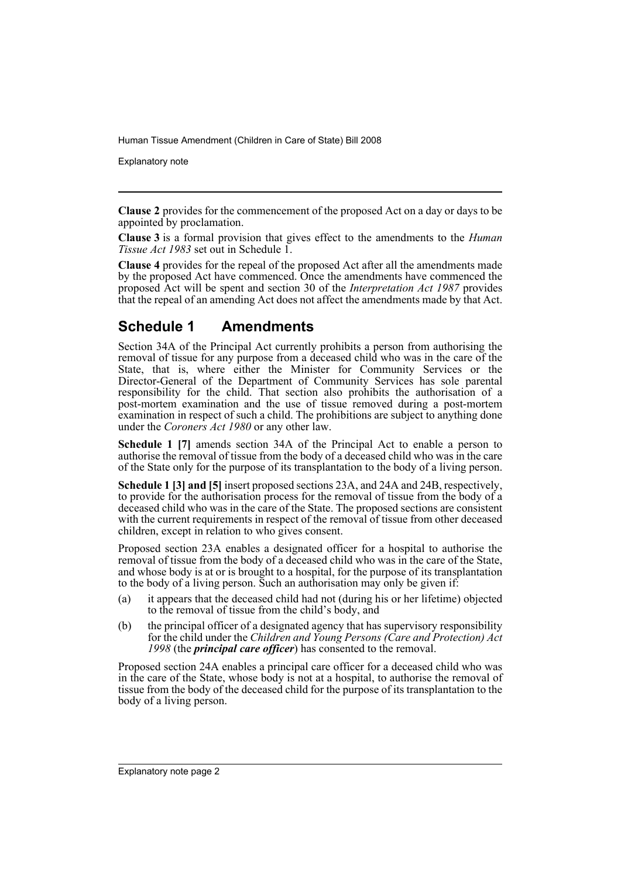**Clause 2** provides for the commencement of the proposed Act on a day or days to be appointed by proclamation.

**Clause 3** is a formal provision that gives effect to the amendments to the *Human Tissue Act 1983* set out in Schedule 1.

**Clause 4** provides for the repeal of the proposed Act after all the amendments made by the proposed Act have commenced. Once the amendments have commenced the proposed Act will be spent and section 30 of the *Interpretation Act 1987* provides that the repeal of an amending Act does not affect the amendments made by that Act.

## Schedule 1 Amendments

Section 34A of the Principal Act currently prohibits a person from authorising the removal of tissue for any purpose from a deceased child who was in the care of the State, that is, where either the Minister for Community Services or the Director-General of the Department of Community Services has sole parental responsibility for the child. That section also prohibits the authorisation of a post-mortem examination and the use of tissue removed during a post-mortem examination in respect of such a child. The prohibitions are subject to anything done under the *Coroners Act 1980* or any other law.

**Schedule 1 [7]** amends section 34A of the Principal Act to enable a person to authorise the removal of tissue from the body of a deceased child who was in the care of the State only for the purpose of its transplantation to the body of a living person.

**Schedule 1 [3] and [5]** insert proposed sections 23A, and 24A and 24B, respectively, to provide for the authorisation process for the removal of tissue from the body of a deceased child who was in the care of the State. The proposed sections are consistent with the current requirements in respect of the removal of tissue from other deceased children, except in relation to who gives consent.

Proposed section 23A enables a designated officer for a hospital to authorise the removal of tissue from the body of a deceased child who was in the care of the State, and whose body is at or is brought to a hospital, for the purpose of its transplantation to the body of a living person. Such an authorisation may only be given if:

(a) it appears that the deceased child had not (during his or her lifetime) objected to the removal of tissue from the child's body, and

(b) the principal officer of a designated agency that has supervisory responsibility for the child under the *Children and Young Persons (Care and Protection) Act 1998* (the ***principal care officer***) has consented to the removal.

Proposed section 24A enables a principal care officer for a deceased child who was in the care of the State, whose body is not at a hospital, to authorise the removal of tissue from the body of the deceased child for the purpose of its transplantation to the body of a living person.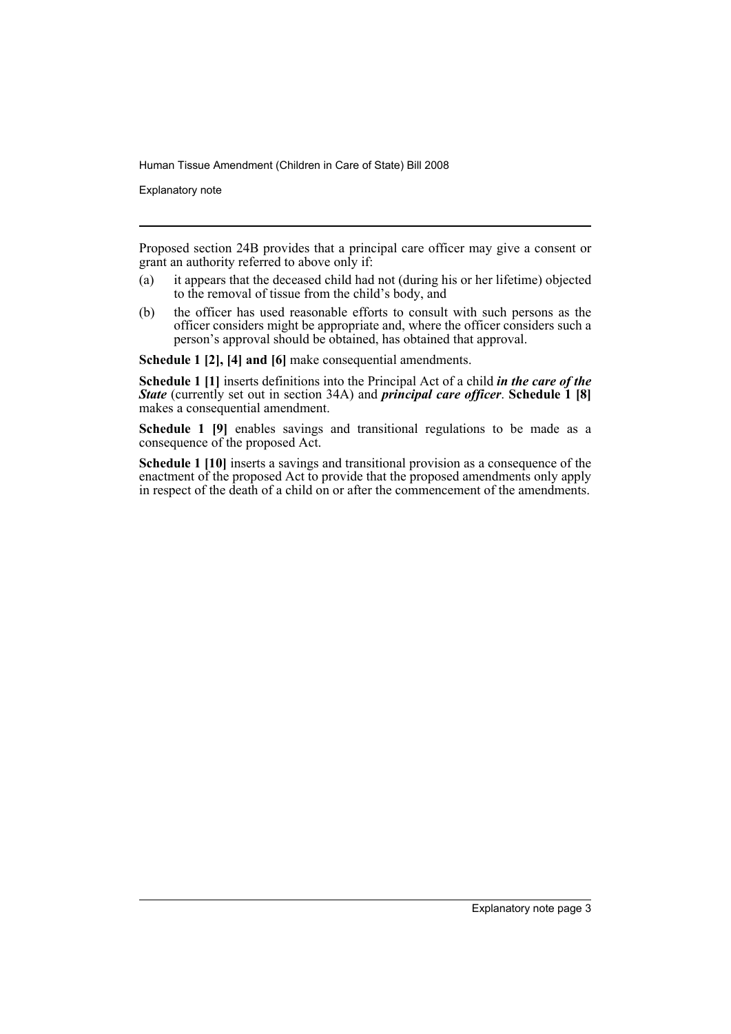Proposed section 24B provides that a principal care officer may give a consent or grant an authority referred to above only if:

(a) it appears that the deceased child had not (during his or her lifetime) objected to the removal of tissue from the child's body, and

(b) the officer has used reasonable efforts to consult with such persons as the officer considers might be appropriate and, where the officer considers such a person's approval should be obtained, has obtained that approval.

**Schedule 1 [2], [4] and [6]** make consequential amendments.

**Schedule 1 [1]** inserts definitions into the Principal Act of a child ***in the care of the State*** (currently set out in section 34A) and ***principal care officer***. **Schedule 1 [8]** makes a consequential amendment.

**Schedule 1 [9]** enables savings and transitional regulations to be made as a consequence of the proposed Act.

**Schedule 1 [10]** inserts a savings and transitional provision as a consequence of the enactment of the proposed Act to provide that the proposed amendments only apply in respect of the death of a child on or after the commencement of the amendments.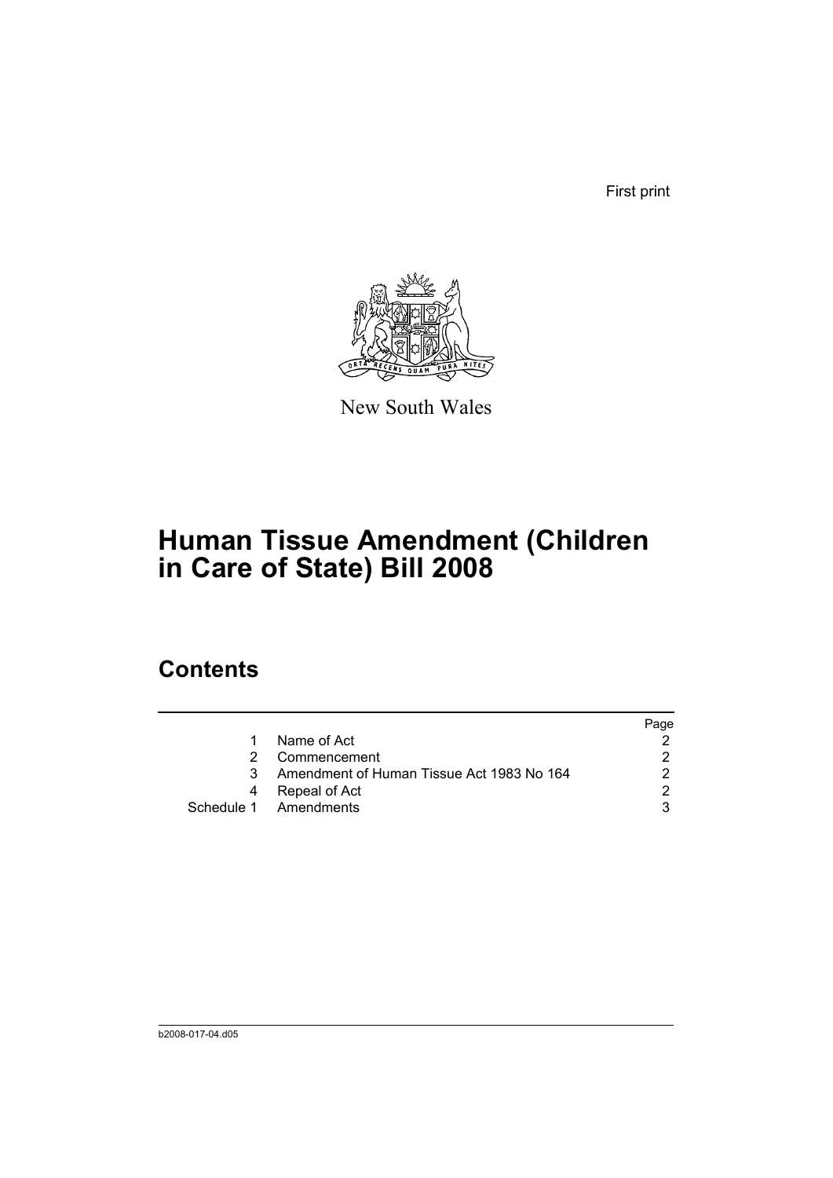First print

New South Wales

# Human Tissue Amendment (Children in Care of State) Bill 2008

## Contents

| | | Page |
|---|---|---|
| 1 | Name of Act | 2 |
| 2 | Commencement | 2 |
| 3 | Amendment of Human Tissue Act 1983 No 164 | 2 |
| 4 | Repeal of Act | 2 |
| Schedule 1 | Amendments | 3 |

b2008-017-04.d05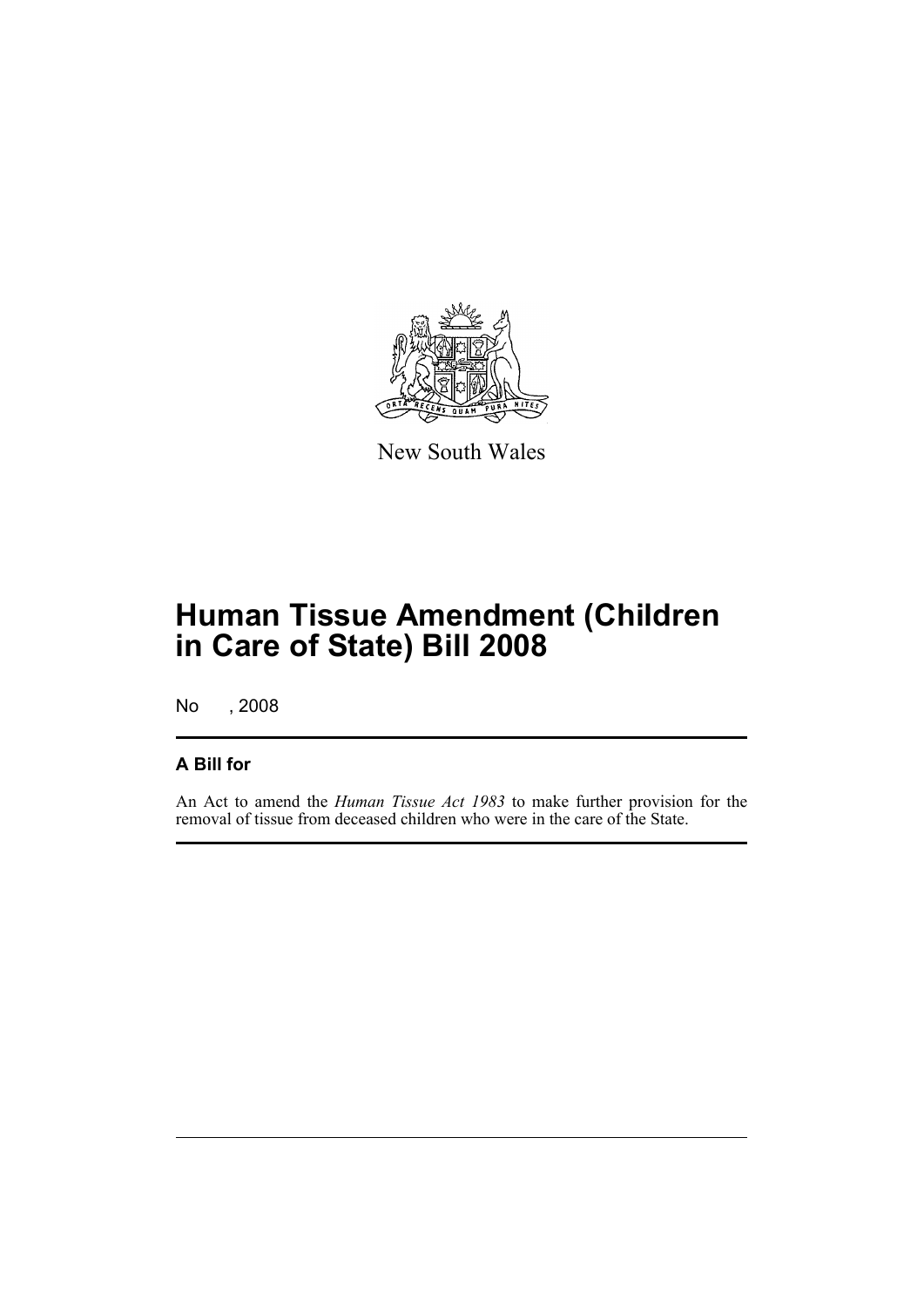New South Wales

# Human Tissue Amendment (Children in Care of State) Bill 2008

No , 2008

## A Bill for

An Act to amend the *Human Tissue Act 1983* to make further provision for the removal of tissue from deceased children who were in the care of the State.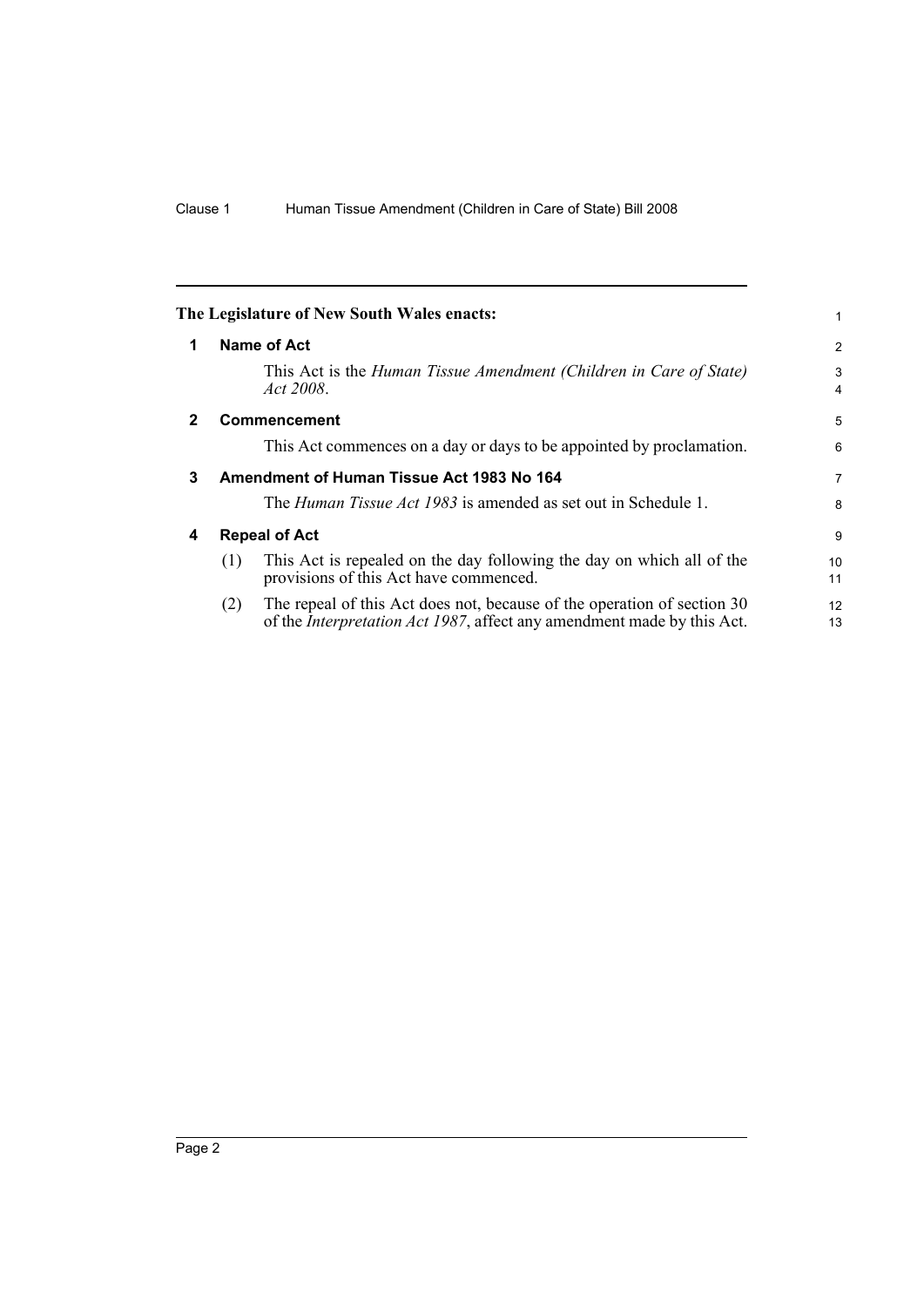**The Legislature of New South Wales enacts:**

## 1 Name of Act

This Act is the *Human Tissue Amendment (Children in Care of State) Act 2008*.

## 2 Commencement

This Act commences on a day or days to be appointed by proclamation.

## 3 Amendment of Human Tissue Act 1983 No 164

The *Human Tissue Act 1983* is amended as set out in Schedule 1.

## 4 Repeal of Act

(1) This Act is repealed on the day following the day on which all of the provisions of this Act have commenced.

(2) The repeal of this Act does not, because of the operation of section 30 of the *Interpretation Act 1987*, affect any amendment made by this Act.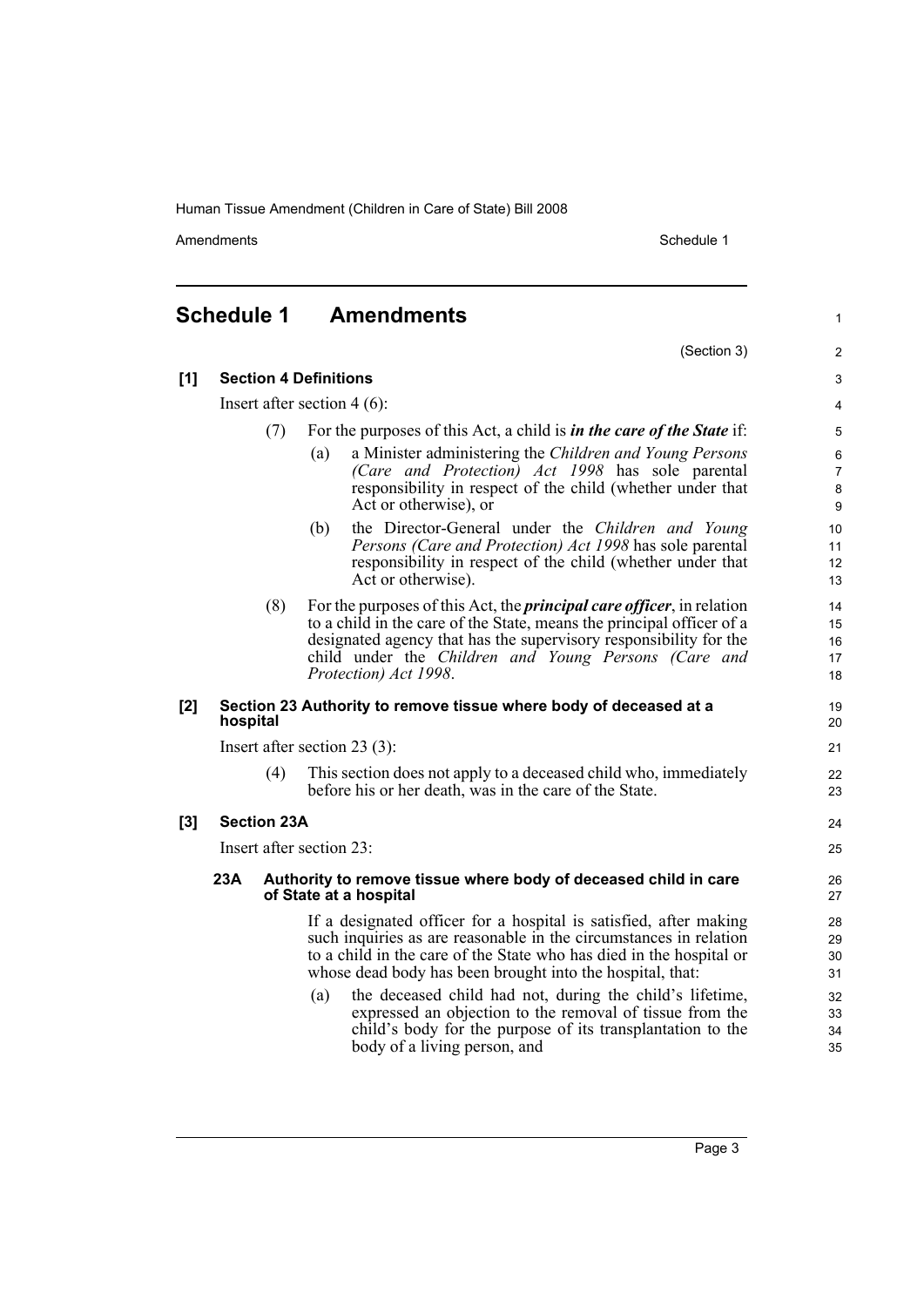## Schedule 1 Amendments

(Section 3)

**[1] Section 4 Definitions**

Insert after section 4 (6):

(7) For the purposes of this Act, a child is ***in the care of the State*** if:

(a) a Minister administering the *Children and Young Persons (Care and Protection) Act 1998* has sole parental responsibility in respect of the child (whether under that Act or otherwise), or

(b) the Director-General under the *Children and Young Persons (Care and Protection) Act 1998* has sole parental responsibility in respect of the child (whether under that Act or otherwise).

(8) For the purposes of this Act, the ***principal care officer***, in relation to a child in the care of the State, means the principal officer of a designated agency that has the supervisory responsibility for the child under the *Children and Young Persons (Care and Protection) Act 1998*.

**[2] Section 23 Authority to remove tissue where body of deceased at a hospital**

Insert after section 23 (3):

(4) This section does not apply to a deceased child who, immediately before his or her death, was in the care of the State.

**[3] Section 23A**

Insert after section 23:

**23A Authority to remove tissue where body of deceased child in care of State at a hospital**

If a designated officer for a hospital is satisfied, after making such inquiries as are reasonable in the circumstances in relation to a child in the care of the State who has died in the hospital or whose dead body has been brought into the hospital, that:

(a) the deceased child had not, during the child's lifetime, expressed an objection to the removal of tissue from the child's body for the purpose of its transplantation to the body of a living person, and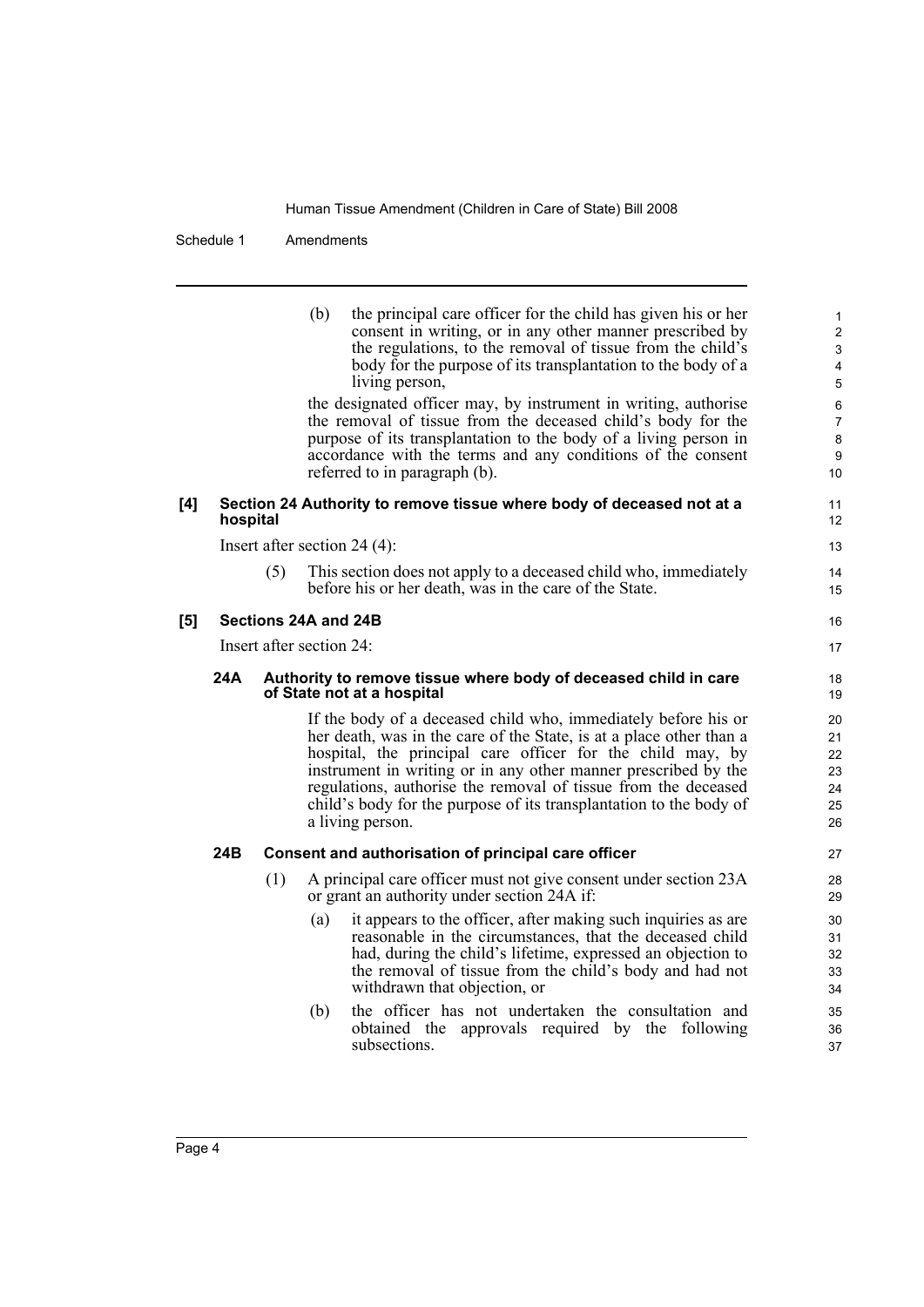(b) the principal care officer for the child has given his or her consent in writing, or in any other manner prescribed by the regulations, to the removal of tissue from the child's body for the purpose of its transplantation to the body of a living person,

the designated officer may, by instrument in writing, authorise the removal of tissue from the deceased child's body for the purpose of its transplantation to the body of a living person in accordance with the terms and any conditions of the consent referred to in paragraph (b).

### [4] Section 24 Authority to remove tissue where body of deceased not at a hospital

Insert after section 24 (4):

(5) This section does not apply to a deceased child who, immediately before his or her death, was in the care of the State.

### [5] Sections 24A and 24B

Insert after section 24:

#### 24A Authority to remove tissue where body of deceased child in care of State not at a hospital

If the body of a deceased child who, immediately before his or her death, was in the care of the State, is at a place other than a hospital, the principal care officer for the child may, by instrument in writing or in any other manner prescribed by the regulations, authorise the removal of tissue from the deceased child's body for the purpose of its transplantation to the body of a living person.

#### 24B Consent and authorisation of principal care officer

(1) A principal care officer must not give consent under section 23A or grant an authority under section 24A if:

(a) it appears to the officer, after making such inquiries as are reasonable in the circumstances, that the deceased child had, during the child's lifetime, expressed an objection to the removal of tissue from the child's body and had not withdrawn that objection, or

(b) the officer has not undertaken the consultation and obtained the approvals required by the following subsections.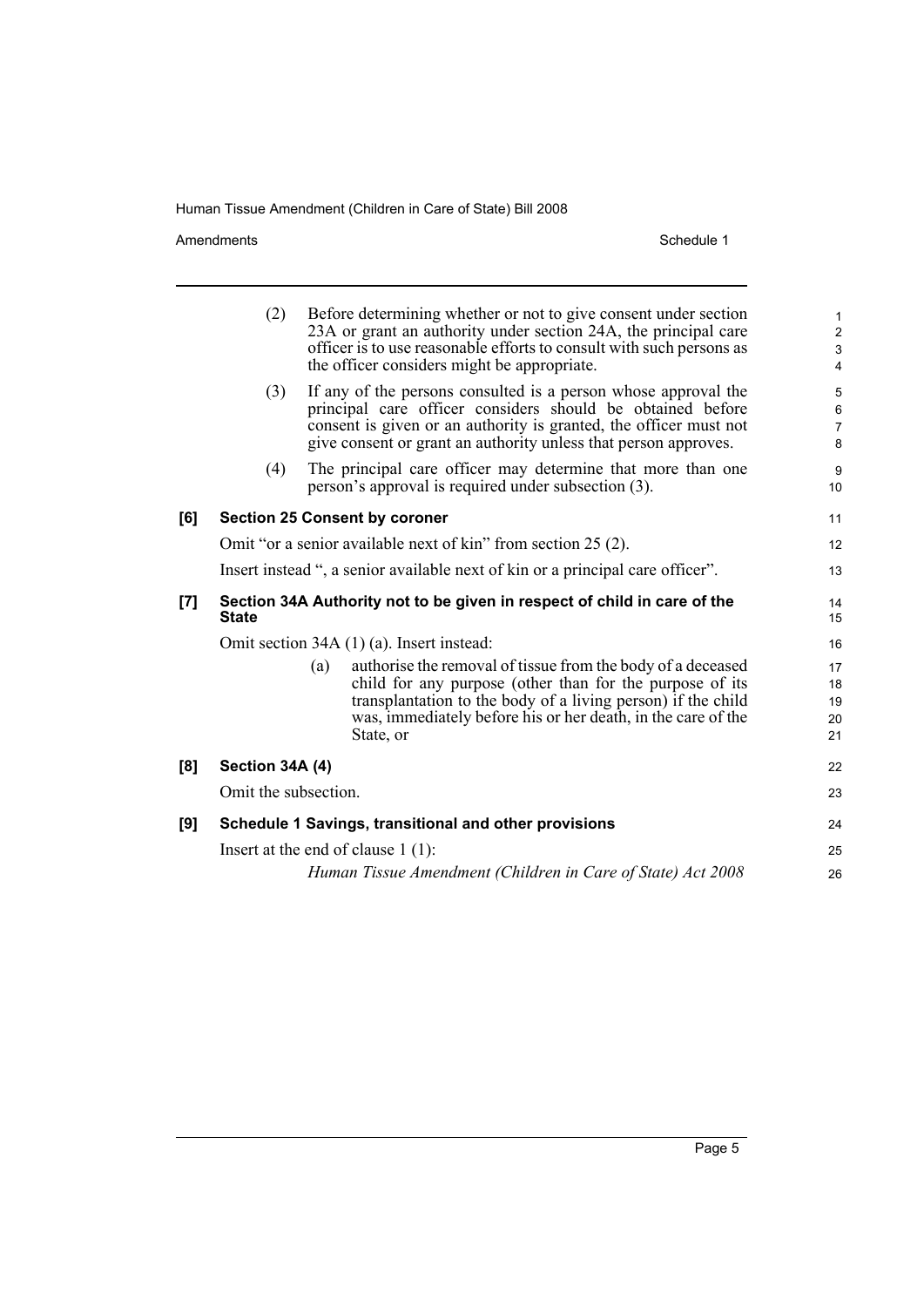(2) Before determining whether or not to give consent under section 23A or grant an authority under section 24A, the principal care officer is to use reasonable efforts to consult with such persons as the officer considers might be appropriate.

(3) If any of the persons consulted is a person whose approval the principal care officer considers should be obtained before consent is given or an authority is granted, the officer must not give consent or grant an authority unless that person approves.

(4) The principal care officer may determine that more than one person's approval is required under subsection (3).

**[6] Section 25 Consent by coroner**

Omit "or a senior available next of kin" from section 25 (2).

Insert instead ", a senior available next of kin or a principal care officer".

**[7] Section 34A Authority not to be given in respect of child in care of the State**

Omit section 34A (1) (a). Insert instead:

> (a) authorise the removal of tissue from the body of a deceased child for any purpose (other than for the purpose of its transplantation to the body of a living person) if the child was, immediately before his or her death, in the care of the State, or

**[8] Section 34A (4)**

Omit the subsection.

**[9] Schedule 1 Savings, transitional and other provisions**

Insert at the end of clause 1 (1):

> *Human Tissue Amendment (Children in Care of State) Act 2008*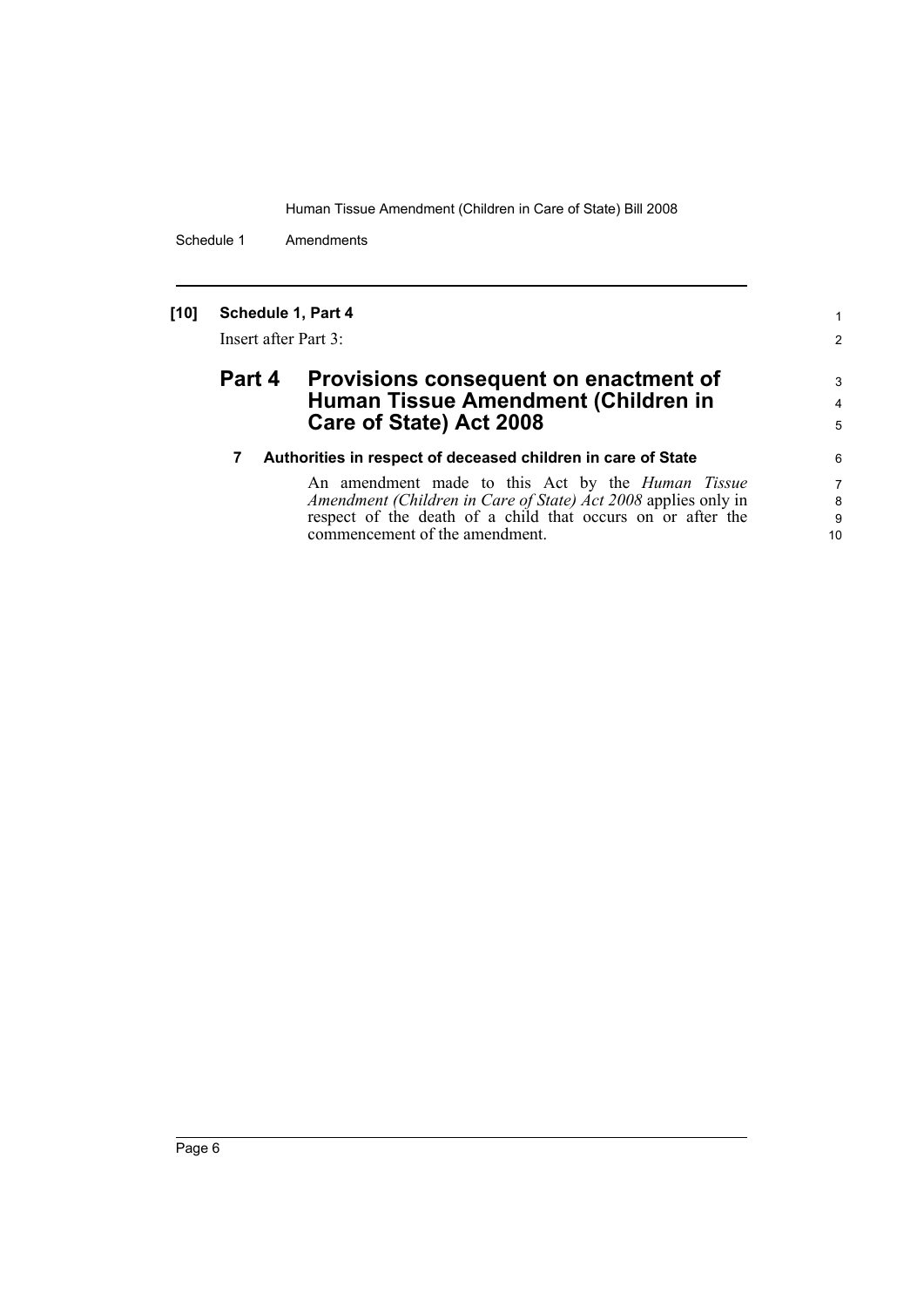**[10] Schedule 1, Part 4**

Insert after Part 3:

## Part 4 Provisions consequent on enactment of Human Tissue Amendment (Children in Care of State) Act 2008

### 7 Authorities in respect of deceased children in care of State

An amendment made to this Act by the *Human Tissue Amendment (Children in Care of State) Act 2008* applies only in respect of the death of a child that occurs on or after the commencement of the amendment.